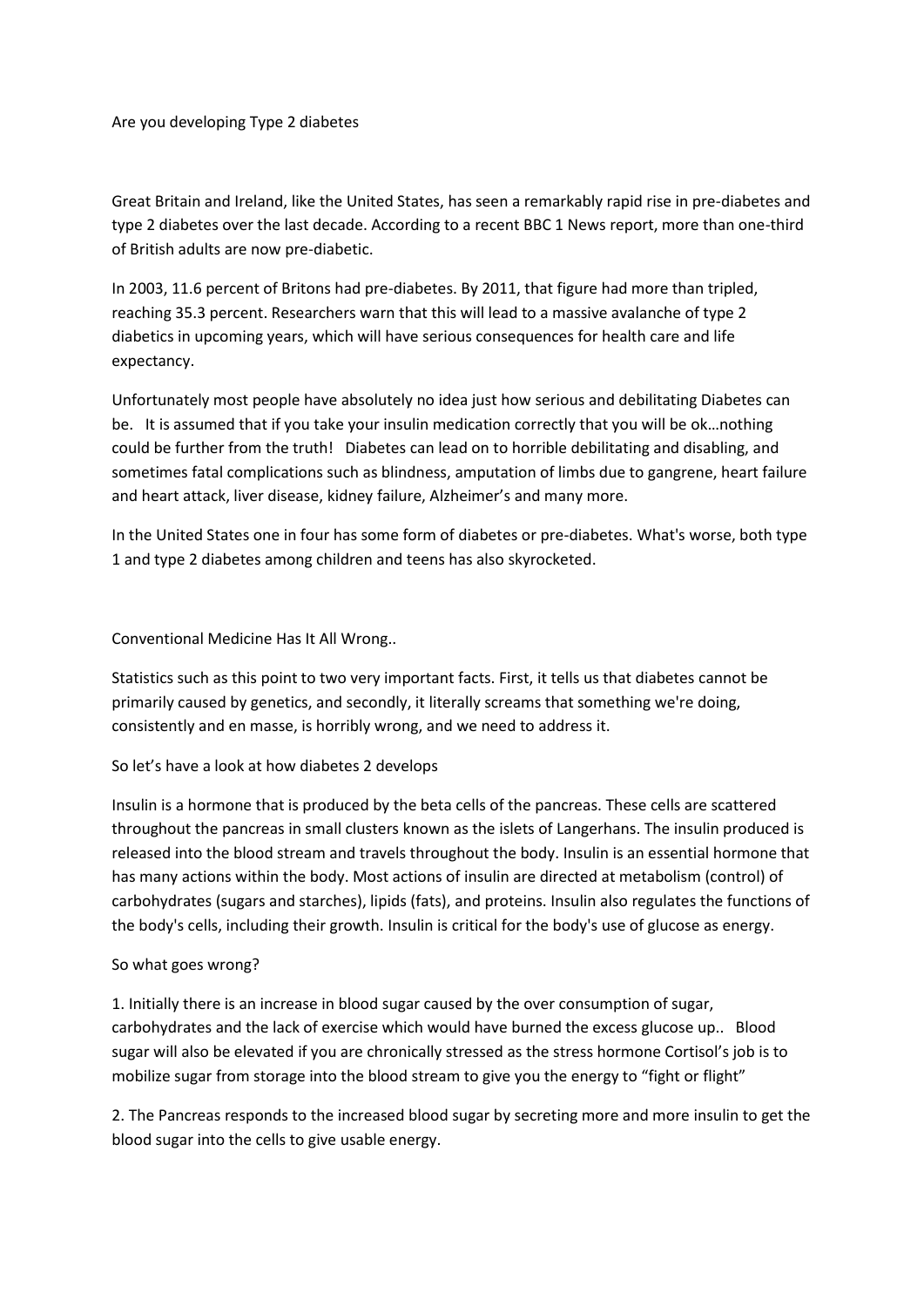# Are you developing Type 2 diabetes

Great Britain and Ireland, like the United States, has seen a remarkably rapid rise in pre-diabetes and type 2 diabetes over the last decade. According to a recent BBC 1 News report, more than one-third of British adults are now pre-diabetic.

In 2003, 11.6 percent of Britons had pre-diabetes. By 2011, that figure had more than tripled, reaching 35.3 percent. Researchers warn that this will lead to a massive avalanche of type 2 diabetics in upcoming years, which will have serious consequences for health care and life expectancy.

Unfortunately most people have absolutely no idea just how serious and debilitating Diabetes can be. It is assumed that if you take your insulin medication correctly that you will be ok…nothing could be further from the truth! Diabetes can lead on to horrible debilitating and disabling, and sometimes fatal complications such as blindness, amputation of limbs due to gangrene, heart failure and heart attack, liver disease, kidney failure, Alzheimer's and many more.

In the United States one in four has some form of diabetes or pre-diabetes. What's worse, both type 1 and type 2 diabetes among children and teens has also skyrocketed.

## Conventional Medicine Has It All Wrong..

Statistics such as this point to two very important facts. First, it tells us that diabetes cannot be primarily caused by genetics, and secondly, it literally screams that something we're doing, consistently and en masse, is horribly wrong, and we need to address it.

So let's have a look at how diabetes 2 develops

Insulin is a hormone that is produced by the beta cells of the pancreas. These cells are scattered throughout the pancreas in small clusters known as the islets of Langerhans. The insulin produced is released into the blood stream and travels throughout the body. Insulin is an essential hormone that has many actions within the body. Most actions of insulin are directed at metabolism (control) of carbohydrates (sugars and starches), lipids (fats), and proteins. Insulin also regulates the functions of the body's cells, including their growth. Insulin is critical for the body's use of glucose as energy.

So what goes wrong?

1. Initially there is an increase in blood sugar caused by the over consumption of sugar, carbohydrates and the lack of exercise which would have burned the excess glucose up.. Blood sugar will also be elevated if you are chronically stressed as the stress hormone Cortisol's job is to mobilize sugar from storage into the blood stream to give you the energy to "fight or flight"

2. The Pancreas responds to the increased blood sugar by secreting more and more insulin to get the blood sugar into the cells to give usable energy.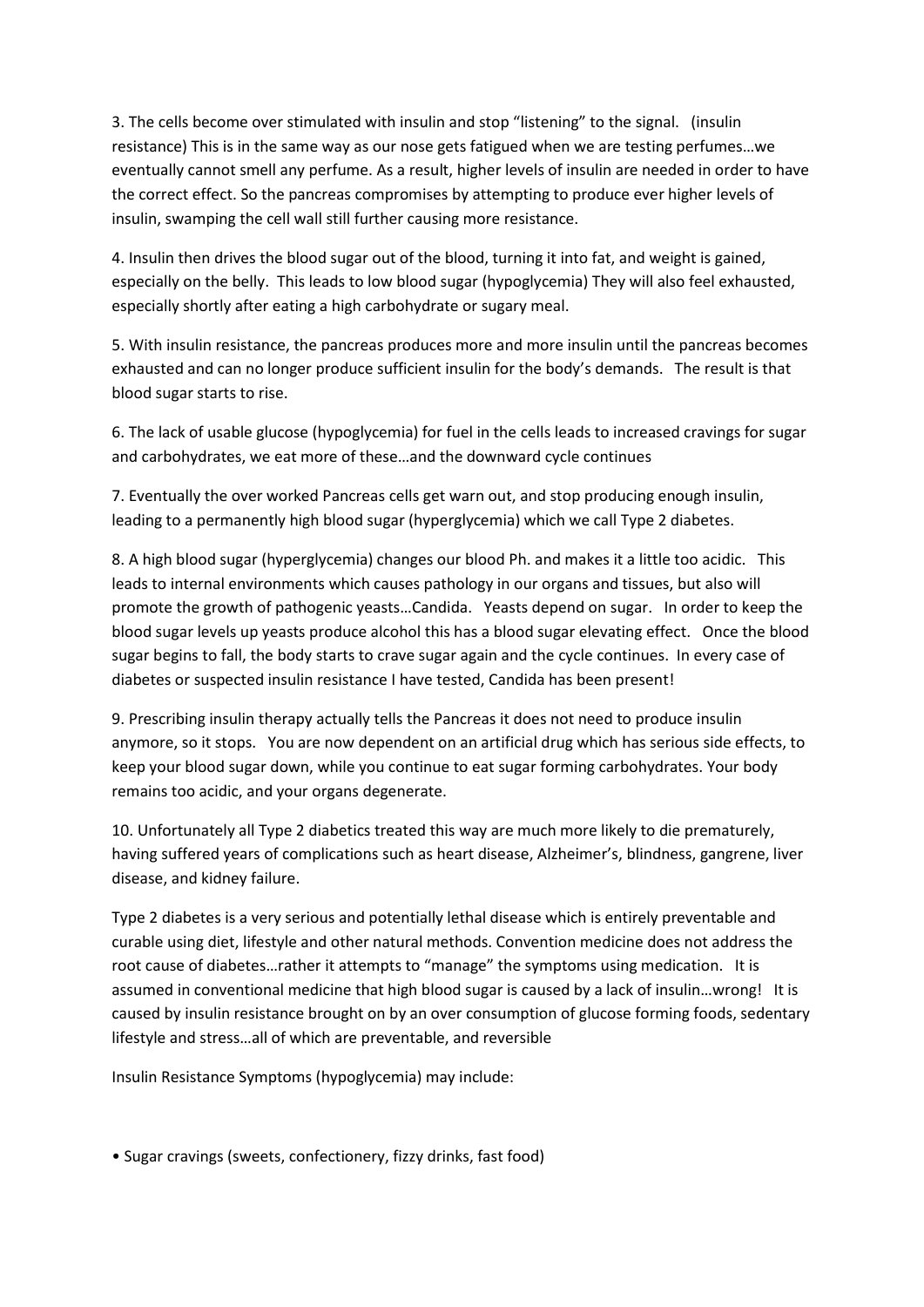3. The cells become over stimulated with insulin and stop "listening" to the signal. (insulin resistance) This is in the same way as our nose gets fatigued when we are testing perfumes…we eventually cannot smell any perfume. As a result, higher levels of insulin are needed in order to have the correct effect. So the pancreas compromises by attempting to produce ever higher levels of insulin, swamping the cell wall still further causing more resistance.

4. Insulin then drives the blood sugar out of the blood, turning it into fat, and weight is gained, especially on the belly. This leads to low blood sugar (hypoglycemia) They will also feel exhausted, especially shortly after eating a high carbohydrate or sugary meal.

5. With insulin resistance, the pancreas produces more and more insulin until the pancreas becomes exhausted and can no longer produce sufficient insulin for the body's demands. The result is that blood sugar starts to rise.

6. The lack of usable glucose (hypoglycemia) for fuel in the cells leads to increased cravings for sugar and carbohydrates, we eat more of these…and the downward cycle continues

7. Eventually the over worked Pancreas cells get warn out, and stop producing enough insulin, leading to a permanently high blood sugar (hyperglycemia) which we call Type 2 diabetes.

8. A high blood sugar (hyperglycemia) changes our blood Ph. and makes it a little too acidic. This leads to internal environments which causes pathology in our organs and tissues, but also will promote the growth of pathogenic yeasts…Candida. Yeasts depend on sugar. In order to keep the blood sugar levels up yeasts produce alcohol this has a blood sugar elevating effect. Once the blood sugar begins to fall, the body starts to crave sugar again and the cycle continues. In every case of diabetes or suspected insulin resistance I have tested, Candida has been present!

9. Prescribing insulin therapy actually tells the Pancreas it does not need to produce insulin anymore, so it stops. You are now dependent on an artificial drug which has serious side effects, to keep your blood sugar down, while you continue to eat sugar forming carbohydrates. Your body remains too acidic, and your organs degenerate.

10. Unfortunately all Type 2 diabetics treated this way are much more likely to die prematurely, having suffered years of complications such as heart disease, Alzheimer's, blindness, gangrene, liver disease, and kidney failure.

Type 2 diabetes is a very serious and potentially lethal disease which is entirely preventable and curable using diet, lifestyle and other natural methods. Convention medicine does not address the root cause of diabetes…rather it attempts to "manage" the symptoms using medication. It is assumed in conventional medicine that high blood sugar is caused by a lack of insulin…wrong! It is caused by insulin resistance brought on by an over consumption of glucose forming foods, sedentary lifestyle and stress…all of which are preventable, and reversible

Insulin Resistance Symptoms (hypoglycemia) may include:

- Sugar cravings (sweets, confectionery, fizzy drinks, fast food)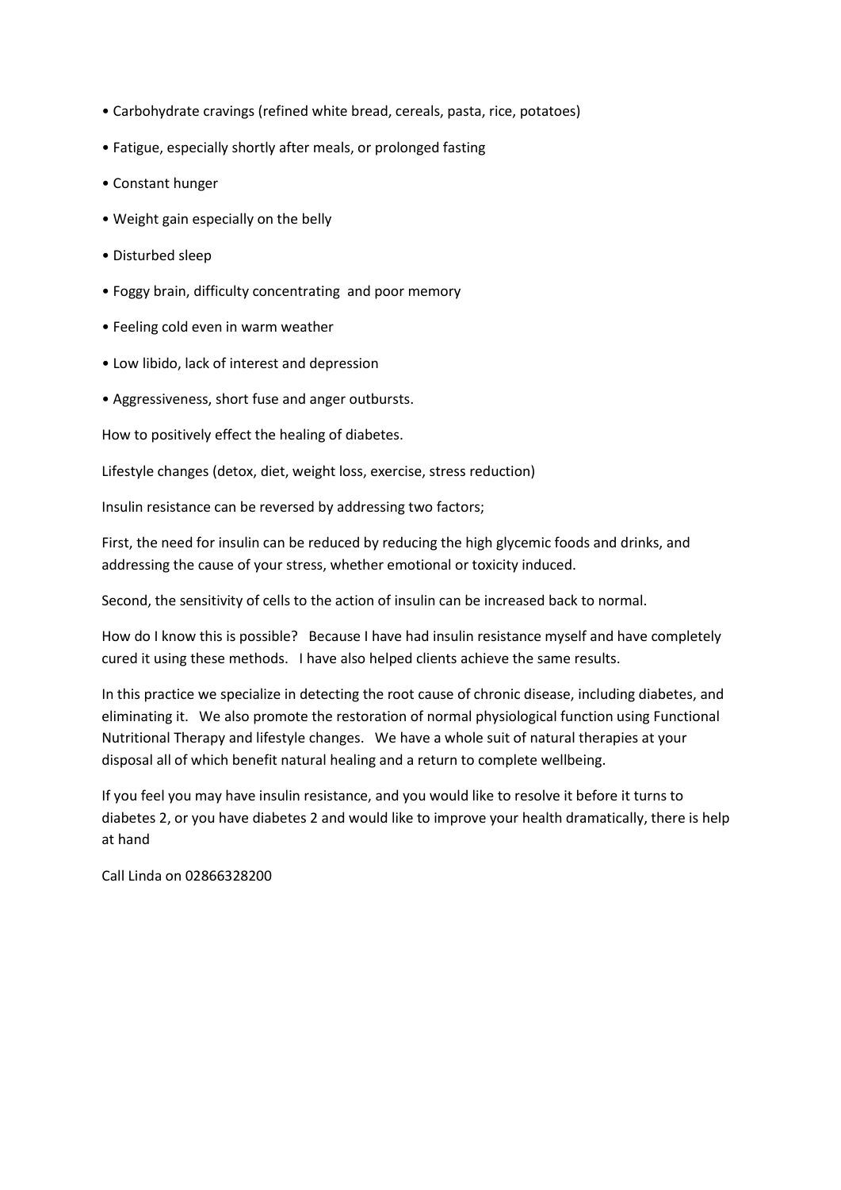- Carbohydrate cravings (refined white bread, cereals, pasta, rice, potatoes)
- Fatigue, especially shortly after meals, or prolonged fasting
- Constant hunger
- Weight gain especially on the belly
- Disturbed sleep
- Foggy brain, difficulty concentrating  and poor memory
- Feeling cold even in warm weather
- Low libido, lack of interest and depression
- Aggressiveness, short fuse and anger outbursts.

How to positively effect the healing of diabetes.

Lifestyle changes (detox, diet, weight loss, exercise, stress reduction)

Insulin resistance can be reversed by addressing two factors;

First, the need for insulin can be reduced by reducing the high glycemic foods and drinks, and addressing the cause of your stress, whether emotional or toxicity induced.

Second, the sensitivity of cells to the action of insulin can be increased back to normal.

How do I know this is possible?   Because I have had insulin resistance myself and have completely cured it using these methods.   I have also helped clients achieve the same results.

In this practice we specialize in detecting the root cause of chronic disease, including diabetes, and eliminating it.   We also promote the restoration of normal physiological function using Functional Nutritional Therapy and lifestyle changes.   We have a whole suit of natural therapies at your disposal all of which benefit natural healing and a return to complete wellbeing.

If you feel you may have insulin resistance, and you would like to resolve it before it turns to diabetes 2, or you have diabetes 2 and would like to improve your health dramatically, there is help at hand

Call Linda on 02866328200